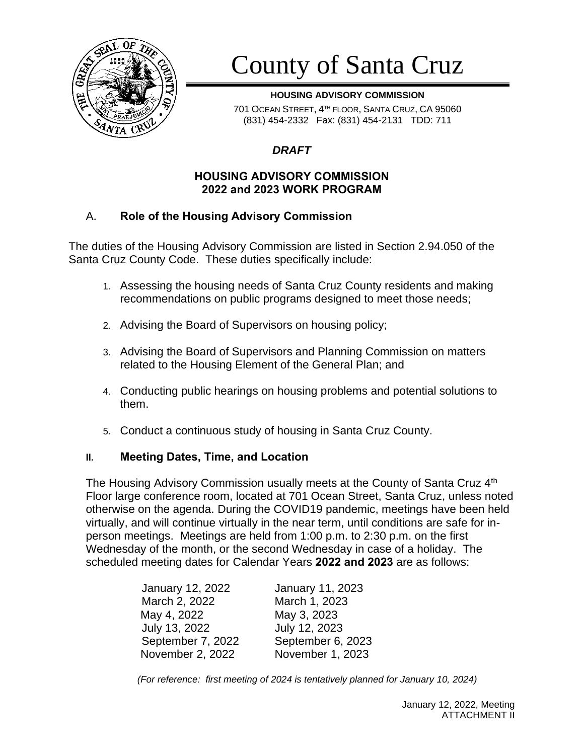# County of Santa Cruz

**HOUSING ADVISORY COMMISSION**

701 OCEAN STREET, 4TH FLOOR, SANTA CRUZ, CA 95060
(831) 454-2332 Fax: (831) 454-2131 TDD: 711

***DRAFT***

## HOUSING ADVISORY COMMISSION
## 2022 and 2023 WORK PROGRAM

### A. Role of the Housing Advisory Commission

The duties of the Housing Advisory Commission are listed in Section 2.94.050 of the Santa Cruz County Code. These duties specifically include:

1. Assessing the housing needs of Santa Cruz County residents and making recommendations on public programs designed to meet those needs;
2. Advising the Board of Supervisors on housing policy;
3. Advising the Board of Supervisors and Planning Commission on matters related to the Housing Element of the General Plan; and
4. Conducting public hearings on housing problems and potential solutions to them.
5. Conduct a continuous study of housing in Santa Cruz County.

### II. Meeting Dates, Time, and Location

The Housing Advisory Commission usually meets at the County of Santa Cruz 4th Floor large conference room, located at 701 Ocean Street, Santa Cruz, unless noted otherwise on the agenda. During the COVID19 pandemic, meetings have been held virtually, and will continue virtually in the near term, until conditions are safe for in-person meetings. Meetings are held from 1:00 p.m. to 2:30 p.m. on the first Wednesday of the month, or the second Wednesday in case of a holiday. The scheduled meeting dates for Calendar Years **2022 and 2023** are as follows:

| 2022 | 2023 |
|---|---|
| January 12, 2022 | January 11, 2023 |
| March 2, 2022 | March 1, 2023 |
| May 4, 2022 | May 3, 2023 |
| July 13, 2022 | July 12, 2023 |
| September 7, 2022 | September 6, 2023 |
| November 2, 2022 | November 1, 2023 |

*(For reference: first meeting of 2024 is tentatively planned for January 10, 2024)*

January 12, 2022, Meeting
ATTACHMENT II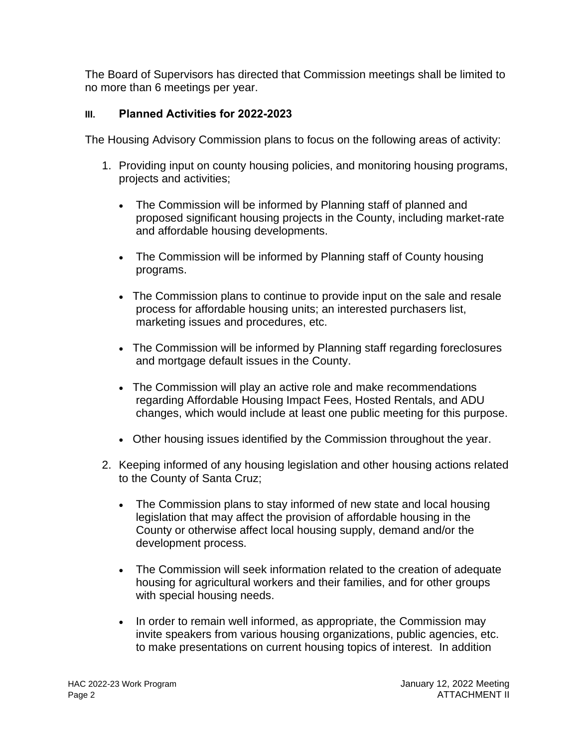The Board of Supervisors has directed that Commission meetings shall be limited to no more than 6 meetings per year.

## III. Planned Activities for 2022-2023

The Housing Advisory Commission plans to focus on the following areas of activity:

1. Providing input on county housing policies, and monitoring housing programs, projects and activities;

   - The Commission will be informed by Planning staff of planned and proposed significant housing projects in the County, including market-rate and affordable housing developments.

   - The Commission will be informed by Planning staff of County housing programs.

   - The Commission plans to continue to provide input on the sale and resale process for affordable housing units; an interested purchasers list, marketing issues and procedures, etc.

   - The Commission will be informed by Planning staff regarding foreclosures and mortgage default issues in the County.

   - The Commission will play an active role and make recommendations regarding Affordable Housing Impact Fees, Hosted Rentals, and ADU changes, which would include at least one public meeting for this purpose.

   - Other housing issues identified by the Commission throughout the year.

2. Keeping informed of any housing legislation and other housing actions related to the County of Santa Cruz;

   - The Commission plans to stay informed of new state and local housing legislation that may affect the provision of affordable housing in the County or otherwise affect local housing supply, demand and/or the development process.

   - The Commission will seek information related to the creation of adequate housing for agricultural workers and their families, and for other groups with special housing needs.

   - In order to remain well informed, as appropriate, the Commission may invite speakers from various housing organizations, public agencies, etc. to make presentations on current housing topics of interest. In addition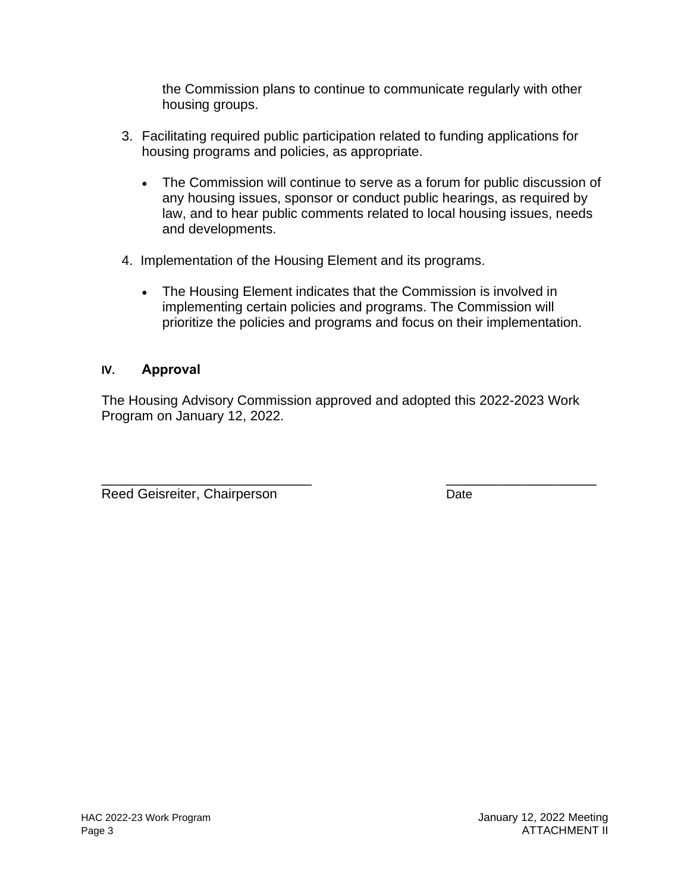the Commission plans to continue to communicate regularly with other housing groups.

3. Facilitating required public participation related to funding applications for housing programs and policies, as appropriate.

   - The Commission will continue to serve as a forum for public discussion of any housing issues, sponsor or conduct public hearings, as required by law, and to hear public comments related to local housing issues, needs and developments.

4. Implementation of the Housing Element and its programs.

   - The Housing Element indicates that the Commission is involved in implementing certain policies and programs. The Commission will prioritize the policies and programs and focus on their implementation.

## IV. Approval

The Housing Advisory Commission approved and adopted this 2022-2023 Work Program on January 12, 2022.

\_\_\_\_\_\_\_\_\_\_\_\_\_\_\_\_\_\_\_\_\_\_\_\_\_\_\_\_\_ \_\_\_\_\_\_\_\_\_\_\_\_\_\_\_\_\_\_\_\_\_\_\_

Reed Geisreiter, Chairperson Date